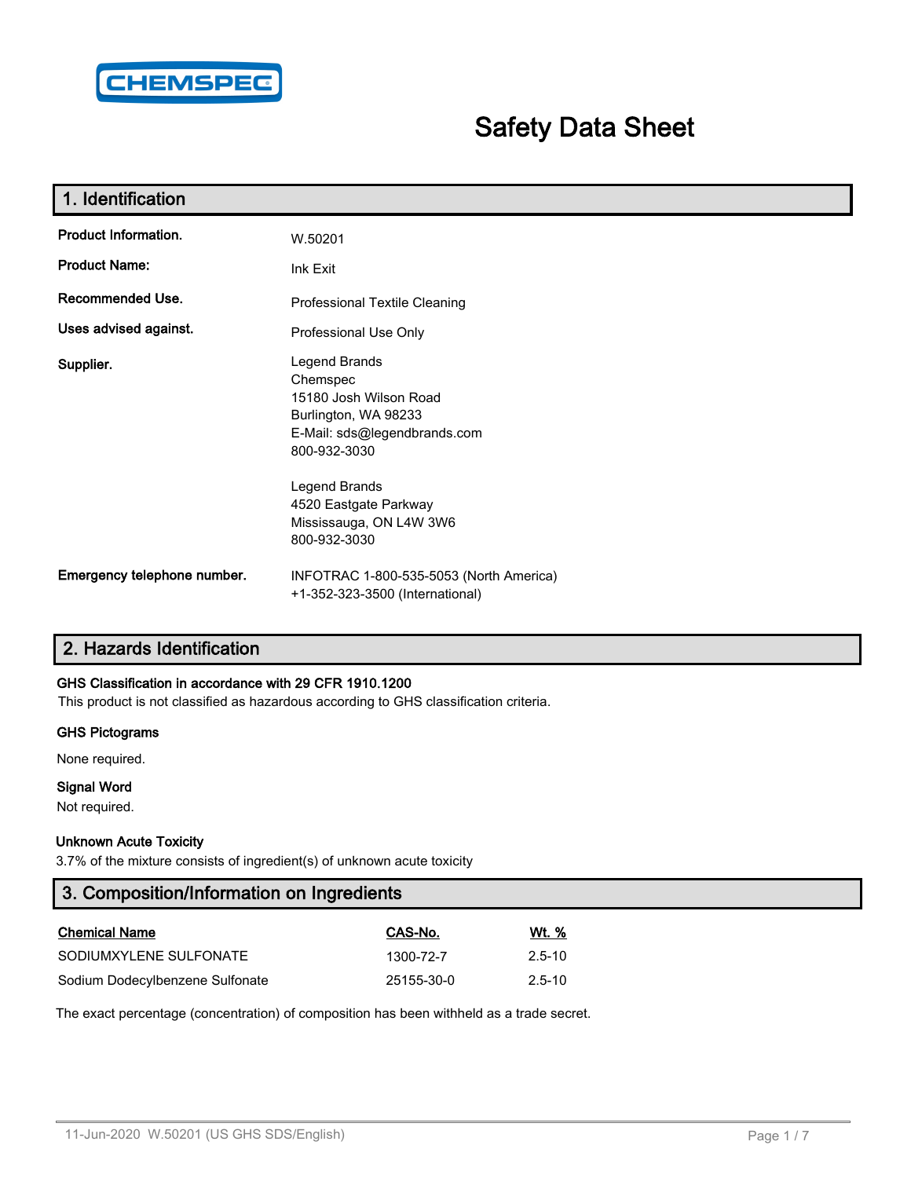CHEMSPEC

# Safety Data Sheet

## 1. Identification

| | |
|---|---|
| **Product Information.** | W.50201 |
| **Product Name:** | Ink Exit |
| **Recommended Use.** | Professional Textile Cleaning |
| **Uses advised against.** | Professional Use Only |
| **Supplier.** | Legend Brands<br>Chemspec<br>15180 Josh Wilson Road<br>Burlington, WA 98233<br>E-Mail: sds@legendbrands.com<br>800-932-3030<br><br>Legend Brands<br>4520 Eastgate Parkway<br>Mississauga, ON L4W 3W6<br>800-932-3030 |
| **Emergency telephone number.** | INFOTRAC 1-800-535-5053 (North America)<br>+1-352-323-3500 (International) |

## 2. Hazards Identification

**GHS Classification in accordance with 29 CFR 1910.1200**

This product is not classified as hazardous according to GHS classification criteria.

**GHS Pictograms**

None required.

**Signal Word**

Not required.

**Unknown Acute Toxicity**

3.7% of the mixture consists of ingredient(s) of unknown acute toxicity

## 3. Composition/Information on Ingredients

| Chemical Name | CAS-No. | Wt. % |
|---|---|---|
| SODIUMXYLENE SULFONATE | 1300-72-7 | 2.5-10 |
| Sodium Dodecylbenzene Sulfonate | 25155-30-0 | 2.5-10 |

The exact percentage (concentration) of composition has been withheld as a trade secret.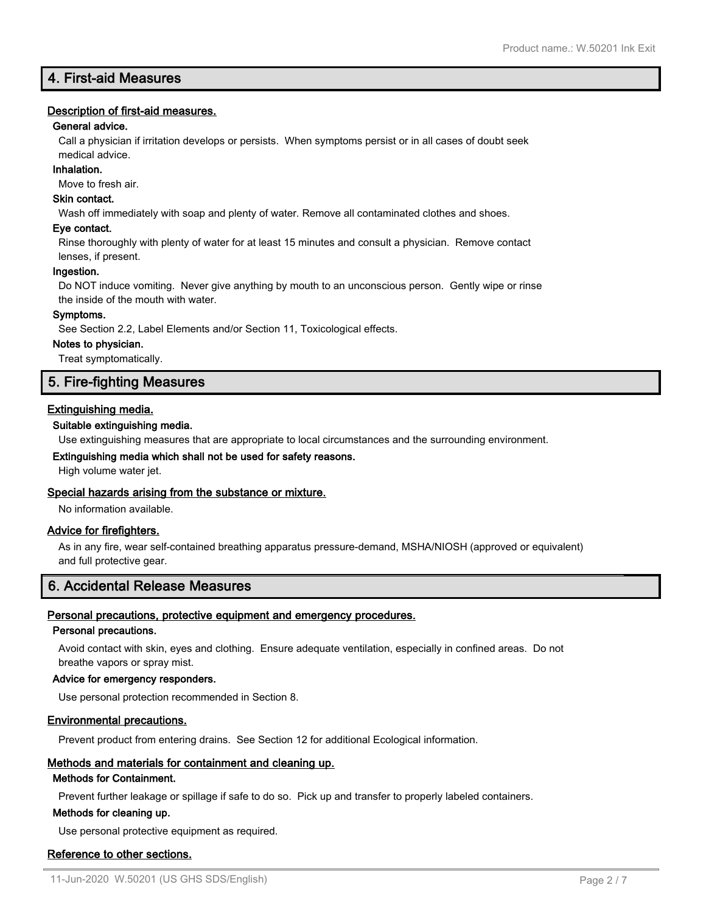## 4. First-aid Measures

### Description of first-aid measures.

**General advice.**

Call a physician if irritation develops or persists. When symptoms persist or in all cases of doubt seek medical advice.

**Inhalation.**

Move to fresh air.

**Skin contact.**

Wash off immediately with soap and plenty of water. Remove all contaminated clothes and shoes.

**Eye contact.**

Rinse thoroughly with plenty of water for at least 15 minutes and consult a physician. Remove contact lenses, if present.

**Ingestion.**

Do NOT induce vomiting. Never give anything by mouth to an unconscious person. Gently wipe or rinse the inside of the mouth with water.

**Symptoms.**

See Section 2.2, Label Elements and/or Section 11, Toxicological effects.

**Notes to physician.**

Treat symptomatically.

## 5. Fire-fighting Measures

### Extinguishing media.

**Suitable extinguishing media.**

Use extinguishing measures that are appropriate to local circumstances and the surrounding environment.

**Extinguishing media which shall not be used for safety reasons.**

High volume water jet.

### Special hazards arising from the substance or mixture.

No information available.

### Advice for firefighters.

As in any fire, wear self-contained breathing apparatus pressure-demand, MSHA/NIOSH (approved or equivalent) and full protective gear.

## 6. Accidental Release Measures

### Personal precautions, protective equipment and emergency procedures.

**Personal precautions.**

Avoid contact with skin, eyes and clothing. Ensure adequate ventilation, especially in confined areas. Do not breathe vapors or spray mist.

**Advice for emergency responders.**

Use personal protection recommended in Section 8.

### Environmental precautions.

Prevent product from entering drains. See Section 12 for additional Ecological information.

### Methods and materials for containment and cleaning up.

**Methods for Containment.**

Prevent further leakage or spillage if safe to do so. Pick up and transfer to properly labeled containers.

**Methods for cleaning up.**

Use personal protective equipment as required.

### Reference to other sections.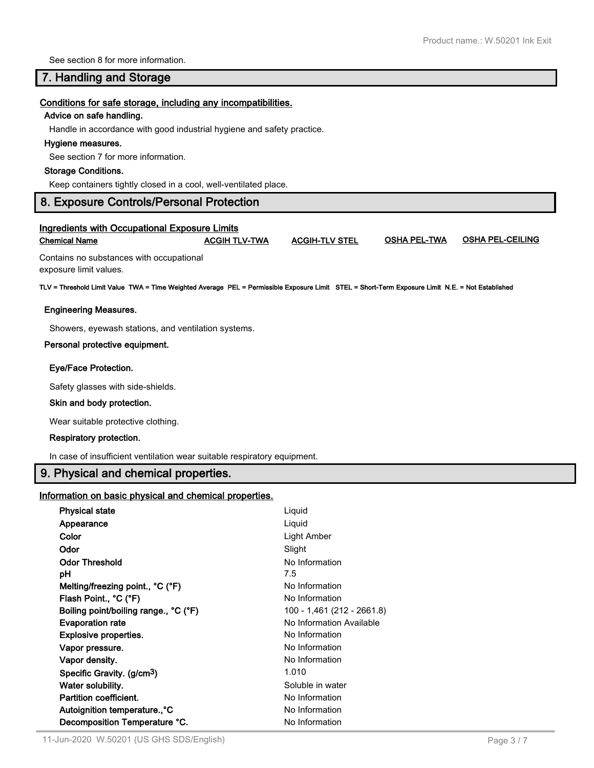See section 8 for more information.

## 7. Handling and Storage

### Conditions for safe storage, including any incompatibilities.

**Advice on safe handling.**

Handle in accordance with good industrial hygiene and safety practice.

**Hygiene measures.**

See section 7 for more information.

**Storage Conditions.**

Keep containers tightly closed in a cool, well-ventilated place.

## 8. Exposure Controls/Personal Protection

### Ingredients with Occupational Exposure Limits

| Chemical Name | ACGIH TLV-TWA | ACGIH-TLV STEL | OSHA PEL-TWA | OSHA PEL-CEILING |
|---|---|---|---|---|
| Contains no substances with occupational exposure limit values. | | | | |

TLV = Threshold Limit Value TWA = Time Weighted Average PEL = Permissible Exposure Limit STEL = Short-Term Exposure Limit N.E. = Not Established

**Engineering Measures.**

Showers, eyewash stations, and ventilation systems.

**Personal protective equipment.**

**Eye/Face Protection.**

Safety glasses with side-shields.

**Skin and body protection.**

Wear suitable protective clothing.

**Respiratory protection.**

In case of insufficient ventilation wear suitable respiratory equipment.

## 9. Physical and chemical properties.

### Information on basic physical and chemical properties.

| Property | Value |
|---|---|
| **Physical state** | Liquid |
| **Appearance** | Liquid |
| **Color** | Light Amber |
| **Odor** | Slight |
| **Odor Threshold** | No Information |
| **pH** | 7.5 |
| **Melting/freezing point., °C (°F)** | No Information |
| **Flash Point., °C (°F)** | No Information |
| **Boiling point/boiling range., °C (°F)** | 100 - 1,461 (212 - 2661.8) |
| **Evaporation rate** | No Information Available |
| **Explosive properties.** | No Information |
| **Vapor pressure.** | No Information |
| **Vapor density.** | No Information |
| **Specific Gravity. ($g/cm^3$)** | 1.010 |
| **Water solubility.** | Soluble in water |
| **Partition coefficient.** | No Information |
| **Autoignition temperature.,°C** | No Information |
| **Decomposition Temperature °C.** | No Information |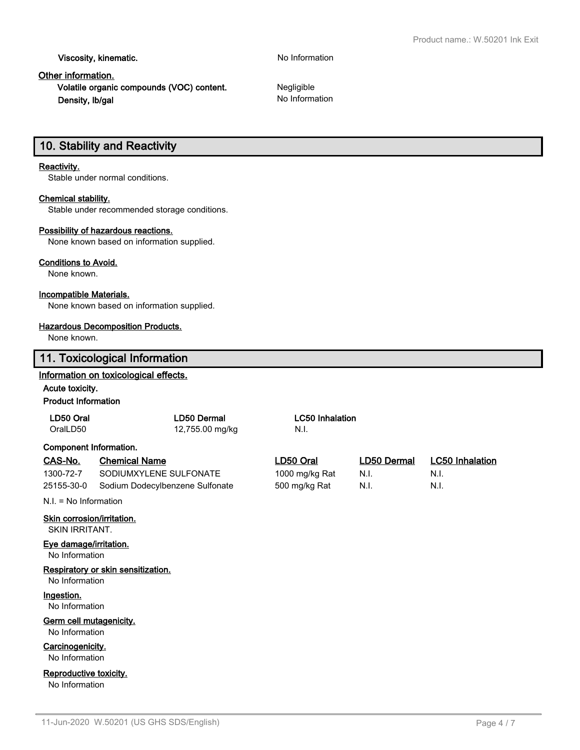**Viscosity, kinematic.** No Information

**Other information.**

**Volatile organic compounds (VOC) content.** Negligible

**Density, lb/gal** No Information

## 10. Stability and Reactivity

**Reactivity.**

Stable under normal conditions.

**Chemical stability.**

Stable under recommended storage conditions.

**Possibility of hazardous reactions.**

None known based on information supplied.

**Conditions to Avoid.**

None known.

**Incompatible Materials.**

None known based on information supplied.

**Hazardous Decomposition Products.**

None known.

## 11. Toxicological Information

**Information on toxicological effects.**

**Acute toxicity.**

**Product Information**

| LD50 Oral | LD50 Dermal | LC50 Inhalation |
|---|---|---|
| OralLD50 | 12,755.00 mg/kg | N.I. |

**Component Information.**

| CAS-No. | Chemical Name | LD50 Oral | LD50 Dermal | LC50 Inhalation |
|---|---|---|---|---|
| 1300-72-7 | SODIUMXYLENE SULFONATE | 1000 mg/kg Rat | N.I. | N.I. |
| 25155-30-0 | Sodium Dodecylbenzene Sulfonate | 500 mg/kg Rat | N.I. | N.I. |

N.I. = No Information

**Skin corrosion/irritation.**

SKIN IRRITANT.

**Eye damage/irritation.**

No Information

**Respiratory or skin sensitization.**

No Information

**Ingestion.**

No Information

**Germ cell mutagenicity.**

No Information

**Carcinogenicity.**

No Information

**Reproductive toxicity.**

No Information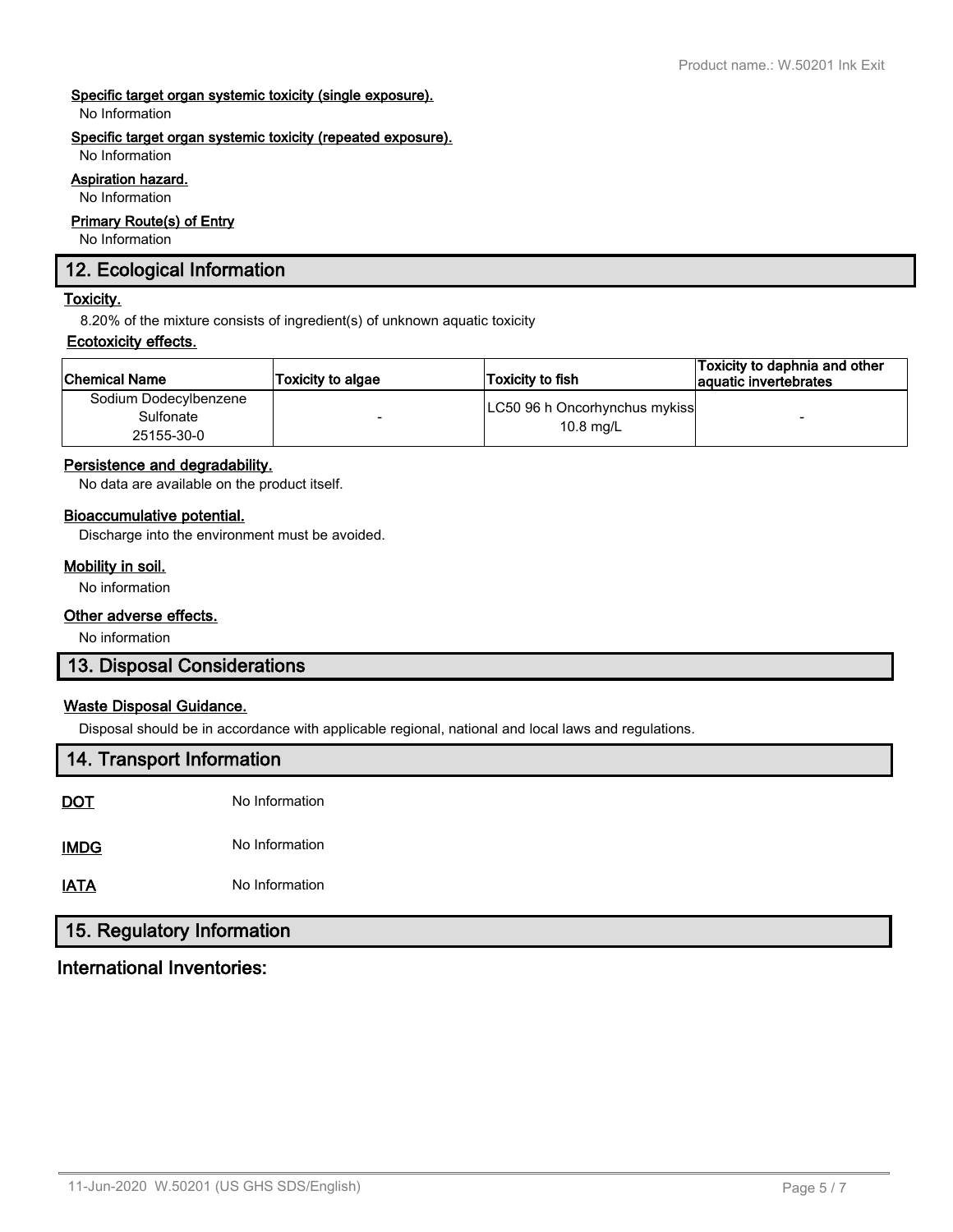**Specific target organ systemic toxicity (single exposure).**

No Information

**Specific target organ systemic toxicity (repeated exposure).**

No Information

**Aspiration hazard.**

No Information

**Primary Route(s) of Entry**

No Information

## 12. Ecological Information

**Toxicity.**

8.20% of the mixture consists of ingredient(s) of unknown aquatic toxicity

**Ecotoxicity effects.**

| Chemical Name | Toxicity to algae | Toxicity to fish | Toxicity to daphnia and other aquatic invertebrates |
|---|---|---|---|
| Sodium Dodecylbenzene Sulfonate 25155-30-0 | - | LC50 96 h Oncorhynchus mykiss 10.8 mg/L | - |

**Persistence and degradability.**

No data are available on the product itself.

**Bioaccumulative potential.**

Discharge into the environment must be avoided.

**Mobility in soil.**

No information

**Other adverse effects.**

No information

## 13. Disposal Considerations

**Waste Disposal Guidance.**

Disposal should be in accordance with applicable regional, national and local laws and regulations.

## 14. Transport Information

**DOT** No Information

**IMDG** No Information

**IATA** No Information

## 15. Regulatory Information

### International Inventories: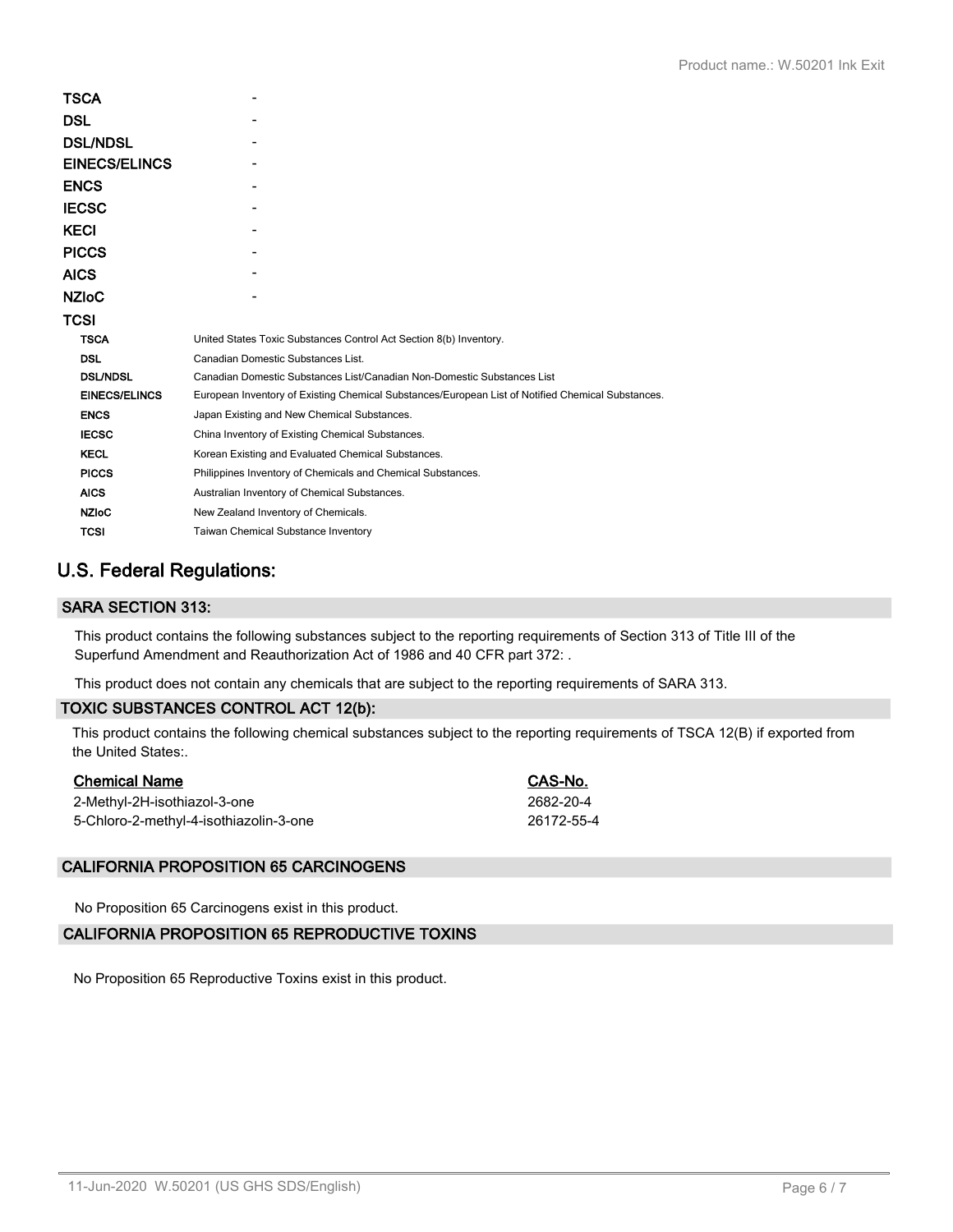| | |
|---|---|
| **TSCA** | - |
| **DSL** | - |
| **DSL/NDSL** | - |
| **EINECS/ELINCS** | - |
| **ENCS** | - |
| **IECSC** | - |
| **KECI** | - |
| **PICCS** | - |
| **AICS** | - |
| **NZIoC** | - |
| **TCSI** | |

| | |
|---|---|
| **TSCA** | United States Toxic Substances Control Act Section 8(b) Inventory. |
| **DSL** | Canadian Domestic Substances List. |
| **DSL/NDSL** | Canadian Domestic Substances List/Canadian Non-Domestic Substances List |
| **EINECS/ELINCS** | European Inventory of Existing Chemical Substances/European List of Notified Chemical Substances. |
| **ENCS** | Japan Existing and New Chemical Substances. |
| **IECSC** | China Inventory of Existing Chemical Substances. |
| **KECL** | Korean Existing and Evaluated Chemical Substances. |
| **PICCS** | Philippines Inventory of Chemicals and Chemical Substances. |
| **AICS** | Australian Inventory of Chemical Substances. |
| **NZIoC** | New Zealand Inventory of Chemicals. |
| **TCSI** | Taiwan Chemical Substance Inventory |

## U.S. Federal Regulations:

### SARA SECTION 313:

This product contains the following substances subject to the reporting requirements of Section 313 of Title III of the Superfund Amendment and Reauthorization Act of 1986 and 40 CFR part 372: .

This product does not contain any chemicals that are subject to the reporting requirements of SARA 313.

### TOXIC SUBSTANCES CONTROL ACT 12(b):

This product contains the following chemical substances subject to the reporting requirements of TSCA 12(B) if exported from the United States:.

| Chemical Name | CAS-No. |
|---|---|
| 2-Methyl-2H-isothiazol-3-one | 2682-20-4 |
| 5-Chloro-2-methyl-4-isothiazolin-3-one | 26172-55-4 |

### CALIFORNIA PROPOSITION 65 CARCINOGENS

No Proposition 65 Carcinogens exist in this product.

### CALIFORNIA PROPOSITION 65 REPRODUCTIVE TOXINS

No Proposition 65 Reproductive Toxins exist in this product.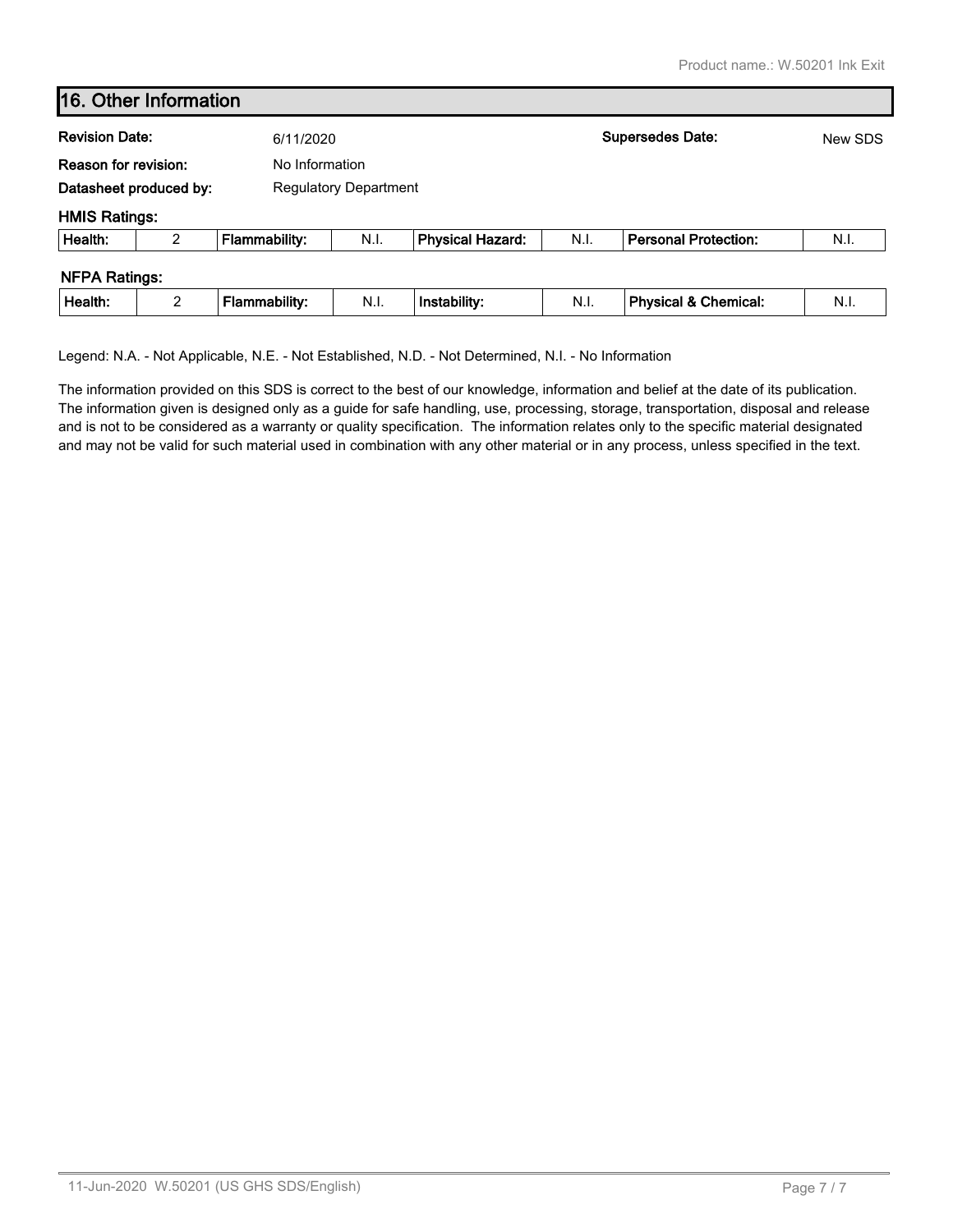## 16. Other Information

| | | | |
|---|---|---|---|
| **Revision Date:** | 6/11/2020 | **Supersedes Date:** | New SDS |
| **Reason for revision:** | No Information | | |
| **Datasheet produced by:** | Regulatory Department | | |

**HMIS Ratings:**

| | | | | | | | |
|---|---|---|---|---|---|---|---|
| **Health:** | 2 | **Flammability:** | N.I. | **Physical Hazard:** | N.I. | **Personal Protection:** | N.I. |

**NFPA Ratings:**

| | | | | | | | |
|---|---|---|---|---|---|---|---|
| **Health:** | 2 | **Flammability:** | N.I. | **Instability:** | N.I. | **Physical & Chemical:** | N.I. |

Legend: N.A. - Not Applicable, N.E. - Not Established, N.D. - Not Determined, N.I. - No Information

The information provided on this SDS is correct to the best of our knowledge, information and belief at the date of its publication. The information given is designed only as a guide for safe handling, use, processing, storage, transportation, disposal and release and is not to be considered as a warranty or quality specification. The information relates only to the specific material designated and may not be valid for such material used in combination with any other material or in any process, unless specified in the text.